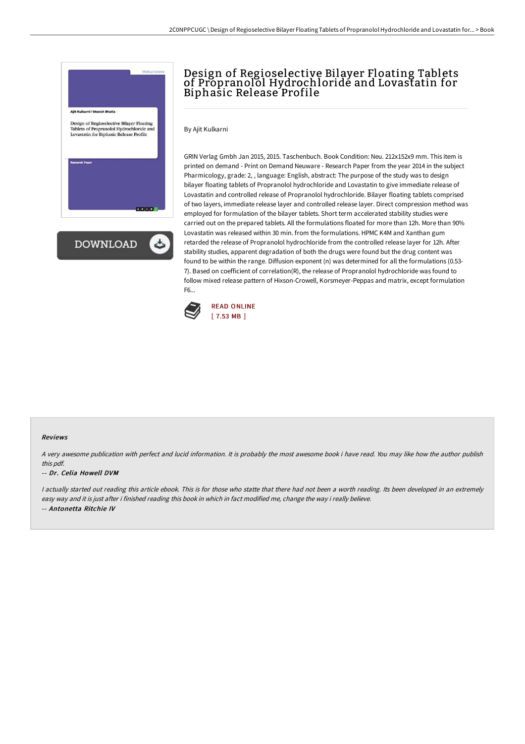# Design of Regioselective Bilayer Floating Tablets of Propranolol Hydrochloride and Lovastatin for Biphasic Release Profile

By Ajit Kulkarni

GRIN Verlag Gmbh Jan 2015, 2015. Taschenbuch. Book Condition: Neu. 212x152x9 mm. This item is printed on demand - Print on Demand Neuware - Research Paper from the year 2014 in the subject Pharmicology, grade: 2, , language: English, abstract: The purpose of the study was to design bilayer floating tablets of Propranolol hydrochloride and Lovastatin to give immediate release of Lovastatin and controlled release of Propranolol hydrochloride. Bilayer floating tablets comprised of two layers, immediate release layer and controlled release layer. Direct compression method was employed for formulation of the bilayer tablets. Short term accelerated stability studies were carried out on the prepared tablets. All the formulations floated for more than 12h. More than 90% Lovastatin was released within 30 min. from the formulations. HPMC K4M and Xanthan gum retarded the release of Propranolol hydrochloride from the controlled release layer for 12h. After stability studies, apparent degradation of both the drugs were found but the drug content was found to be within the range. Diffusion exponent (n) was determined for all the formulations (0.53-7). Based on coefficient of correlation(R), the release of Propranolol hydrochloride was found to follow mixed release pattern of Hixson-Crowell, Korsmeyer-Peppas and matrix, except formulation F6...

READ ONLINE
[ 7.53 MB ]

DOWNLOAD

## Reviews

*A very awesome publication with perfect and lucid information. It is probably the most awesome book i have read. You may like how the author publish this pdf.*

-- ***Dr. Celia Howell DVM***

*I actually started out reading this article ebook. This is for those who statte that there had not been a worth reading. Its been developed in an extremely easy way and it is just after i finished reading this book in which in fact modified me, change the way i really believe.*

-- ***Antonetta Ritchie IV***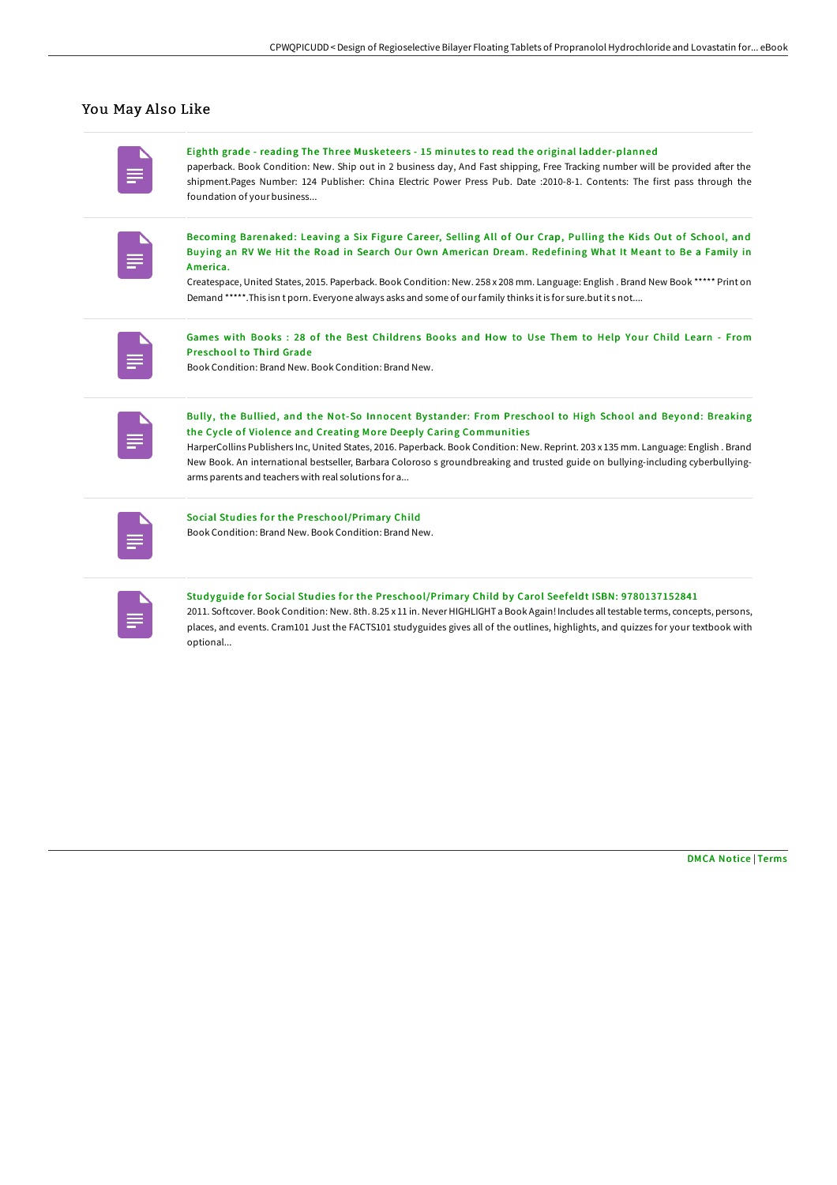## You May Also Like

**Eighth grade - reading The Three Musketeers - 15 minutes to read the original ladder-planned**

paperback. Book Condition: New. Ship out in 2 business day, And Fast shipping, Free Tracking number will be provided after the shipment.Pages Number: 124 Publisher: China Electric Power Press Pub. Date :2010-8-1. Contents: The first pass through the foundation of your business...

**Becoming Barenaked: Leaving a Six Figure Career, Selling All of Our Crap, Pulling the Kids Out of School, and Buying an RV We Hit the Road in Search Our Own American Dream. Redefining What It Meant to Be a Family in America.**

Createspace, United States, 2015. Paperback. Book Condition: New. 258 x 208 mm. Language: English . Brand New Book ***** Print on Demand *****.This isn t porn. Everyone always asks and some of our family thinks it is for sure.but it s not....

**Games with Books : 28 of the Best Childrens Books and How to Use Them to Help Your Child Learn - From Preschool to Third Grade**

Book Condition: Brand New. Book Condition: Brand New.

**Bully, the Bullied, and the Not-So Innocent Bystander: From Preschool to High School and Beyond: Breaking the Cycle of Violence and Creating More Deeply Caring Communities**

HarperCollins Publishers Inc, United States, 2016. Paperback. Book Condition: New. Reprint. 203 x 135 mm. Language: English . Brand New Book. An international bestseller, Barbara Coloroso s groundbreaking and trusted guide on bullying-including cyberbullying-arms parents and teachers with real solutions for a...

**Social Studies for the Preschool/Primary Child**

Book Condition: Brand New. Book Condition: Brand New.

**Studyguide for Social Studies for the Preschool/Primary Child by Carol Seefeldt ISBN: 9780137152841**

2011. Softcover. Book Condition: New. 8th. 8.25 x 11 in. Never HIGHLIGHT a Book Again! Includes all testable terms, concepts, persons, places, and events. Cram101 Just the FACTS101 studyguides gives all of the outlines, highlights, and quizzes for your textbook with optional...

DMCA Notice | Terms